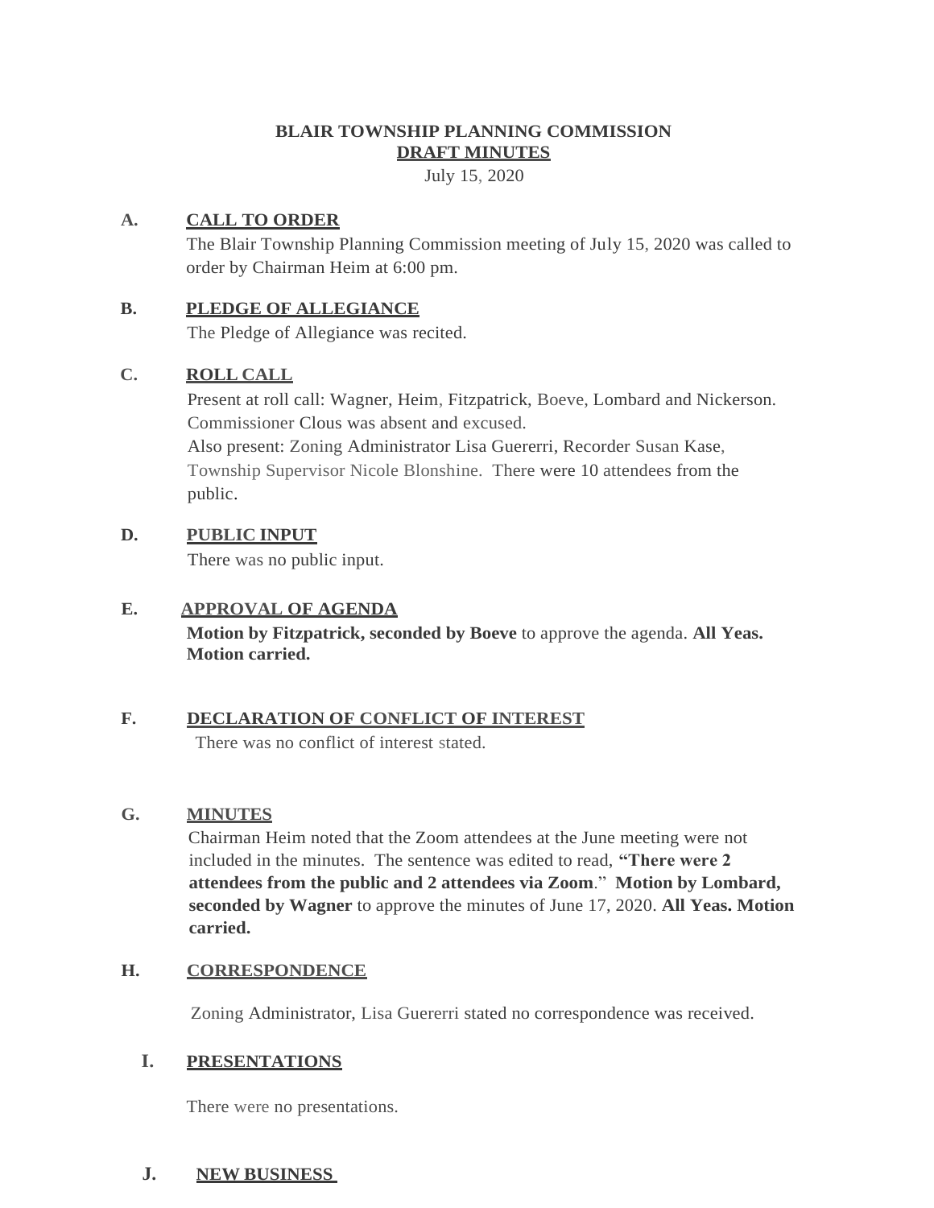# BLAIR TOWNSHIP PLANNING COMMISSION

## DRAFT MINUTES

July 15, 2020

**A. CALL TO ORDER**

The Blair Township Planning Commission meeting of July 15, 2020 was called to order by Chairman Heim at 6:00 pm.

**B. PLEDGE OF ALLEGIANCE**

The Pledge of Allegiance was recited.

**C. ROLL CALL**

Present at roll call: Wagner, Heim, Fitzpatrick, Boeve, Lombard and Nickerson. Commissioner Clous was absent and excused.
Also present: Zoning Administrator Lisa Guererri, Recorder Susan Kase, Township Supervisor Nicole Blonshine. There were 10 attendees from the public.

**D. PUBLIC INPUT**

There was no public input.

**E. APPROVAL OF AGENDA**

**Motion by Fitzpatrick, seconded by Boeve** to approve the agenda. **All Yeas. Motion carried.**

**F. DECLARATION OF CONFLICT OF INTEREST**

There was no conflict of interest stated.

**G. MINUTES**

Chairman Heim noted that the Zoom attendees at the June meeting were not included in the minutes. The sentence was edited to read, **"There were 2 attendees from the public and 2 attendees via Zoom**." **Motion by Lombard, seconded by Wagner** to approve the minutes of June 17, 2020. **All Yeas. Motion carried.**

**H. CORRESPONDENCE**

Zoning Administrator, Lisa Guererri stated no correspondence was received.

**I. PRESENTATIONS**

There were no presentations.

**J. NEW BUSINESS**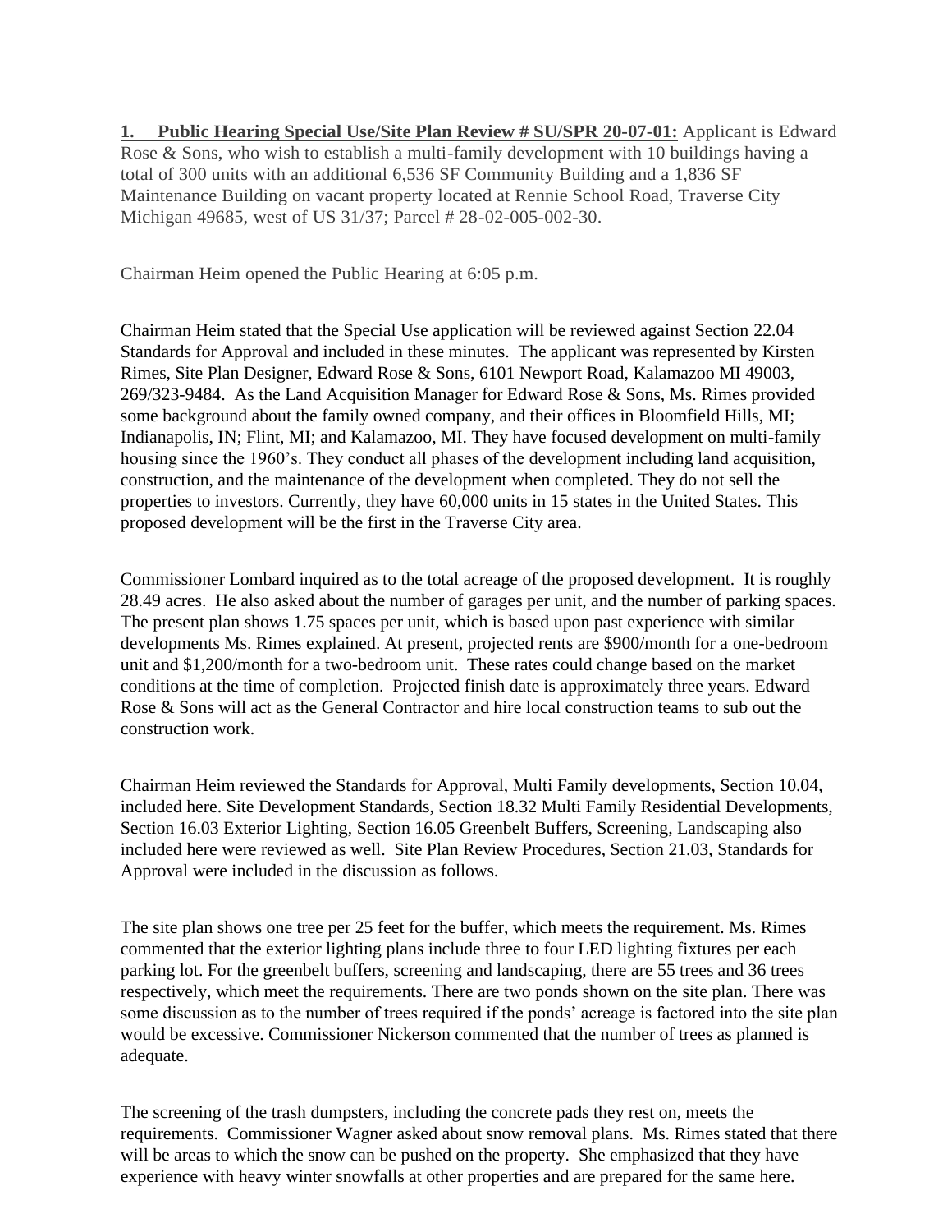**1. Public Hearing Special Use/Site Plan Review # SU/SPR 20-07-01:** Applicant is Edward Rose & Sons, who wish to establish a multi-family development with 10 buildings having a total of 300 units with an additional 6,536 SF Community Building and a 1,836 SF Maintenance Building on vacant property located at Rennie School Road, Traverse City Michigan 49685, west of US 31/37; Parcel # 28-02-005-002-30.

Chairman Heim opened the Public Hearing at 6:05 p.m.

Chairman Heim stated that the Special Use application will be reviewed against Section 22.04 Standards for Approval and included in these minutes. The applicant was represented by Kirsten Rimes, Site Plan Designer, Edward Rose & Sons, 6101 Newport Road, Kalamazoo MI 49003, 269/323-9484. As the Land Acquisition Manager for Edward Rose & Sons, Ms. Rimes provided some background about the family owned company, and their offices in Bloomfield Hills, MI; Indianapolis, IN; Flint, MI; and Kalamazoo, MI. They have focused development on multi-family housing since the 1960's. They conduct all phases of the development including land acquisition, construction, and the maintenance of the development when completed. They do not sell the properties to investors. Currently, they have 60,000 units in 15 states in the United States. This proposed development will be the first in the Traverse City area.

Commissioner Lombard inquired as to the total acreage of the proposed development. It is roughly 28.49 acres. He also asked about the number of garages per unit, and the number of parking spaces. The present plan shows 1.75 spaces per unit, which is based upon past experience with similar developments Ms. Rimes explained. At present, projected rents are $900/month for a one-bedroom unit and $1,200/month for a two-bedroom unit. These rates could change based on the market conditions at the time of completion. Projected finish date is approximately three years. Edward Rose & Sons will act as the General Contractor and hire local construction teams to sub out the construction work.

Chairman Heim reviewed the Standards for Approval, Multi Family developments, Section 10.04, included here. Site Development Standards, Section 18.32 Multi Family Residential Developments, Section 16.03 Exterior Lighting, Section 16.05 Greenbelt Buffers, Screening, Landscaping also included here were reviewed as well. Site Plan Review Procedures, Section 21.03, Standards for Approval were included in the discussion as follows.

The site plan shows one tree per 25 feet for the buffer, which meets the requirement. Ms. Rimes commented that the exterior lighting plans include three to four LED lighting fixtures per each parking lot. For the greenbelt buffers, screening and landscaping, there are 55 trees and 36 trees respectively, which meet the requirements. There are two ponds shown on the site plan. There was some discussion as to the number of trees required if the ponds' acreage is factored into the site plan would be excessive. Commissioner Nickerson commented that the number of trees as planned is adequate.

The screening of the trash dumpsters, including the concrete pads they rest on, meets the requirements. Commissioner Wagner asked about snow removal plans. Ms. Rimes stated that there will be areas to which the snow can be pushed on the property. She emphasized that they have experience with heavy winter snowfalls at other properties and are prepared for the same here.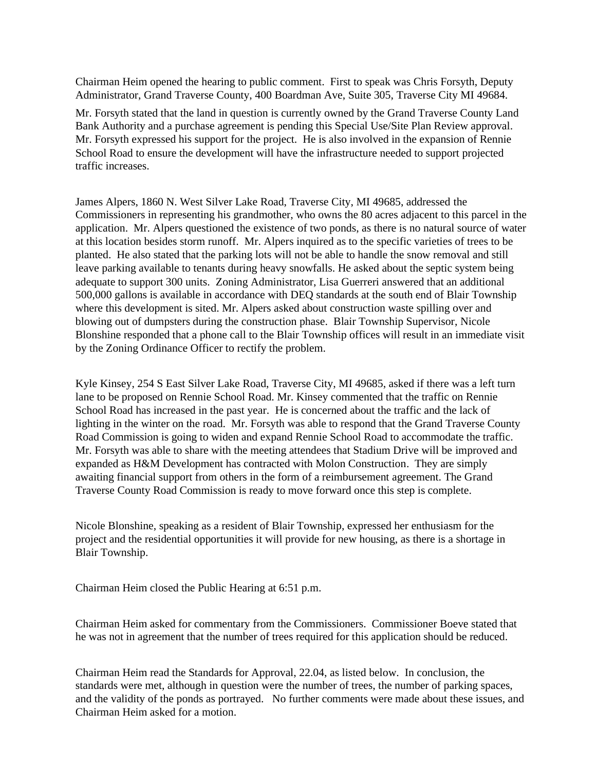Chairman Heim opened the hearing to public comment. First to speak was Chris Forsyth, Deputy Administrator, Grand Traverse County, 400 Boardman Ave, Suite 305, Traverse City MI 49684.

Mr. Forsyth stated that the land in question is currently owned by the Grand Traverse County Land Bank Authority and a purchase agreement is pending this Special Use/Site Plan Review approval. Mr. Forsyth expressed his support for the project. He is also involved in the expansion of Rennie School Road to ensure the development will have the infrastructure needed to support projected traffic increases.

James Alpers, 1860 N. West Silver Lake Road, Traverse City, MI 49685, addressed the Commissioners in representing his grandmother, who owns the 80 acres adjacent to this parcel in the application. Mr. Alpers questioned the existence of two ponds, as there is no natural source of water at this location besides storm runoff. Mr. Alpers inquired as to the specific varieties of trees to be planted. He also stated that the parking lots will not be able to handle the snow removal and still leave parking available to tenants during heavy snowfalls. He asked about the septic system being adequate to support 300 units. Zoning Administrator, Lisa Guerreri answered that an additional 500,000 gallons is available in accordance with DEQ standards at the south end of Blair Township where this development is sited. Mr. Alpers asked about construction waste spilling over and blowing out of dumpsters during the construction phase. Blair Township Supervisor, Nicole Blonshine responded that a phone call to the Blair Township offices will result in an immediate visit by the Zoning Ordinance Officer to rectify the problem.

Kyle Kinsey, 254 S East Silver Lake Road, Traverse City, MI 49685, asked if there was a left turn lane to be proposed on Rennie School Road. Mr. Kinsey commented that the traffic on Rennie School Road has increased in the past year. He is concerned about the traffic and the lack of lighting in the winter on the road. Mr. Forsyth was able to respond that the Grand Traverse County Road Commission is going to widen and expand Rennie School Road to accommodate the traffic. Mr. Forsyth was able to share with the meeting attendees that Stadium Drive will be improved and expanded as H&M Development has contracted with Molon Construction. They are simply awaiting financial support from others in the form of a reimbursement agreement. The Grand Traverse County Road Commission is ready to move forward once this step is complete.

Nicole Blonshine, speaking as a resident of Blair Township, expressed her enthusiasm for the project and the residential opportunities it will provide for new housing, as there is a shortage in Blair Township.

Chairman Heim closed the Public Hearing at 6:51 p.m.

Chairman Heim asked for commentary from the Commissioners. Commissioner Boeve stated that he was not in agreement that the number of trees required for this application should be reduced.

Chairman Heim read the Standards for Approval, 22.04, as listed below. In conclusion, the standards were met, although in question were the number of trees, the number of parking spaces, and the validity of the ponds as portrayed. No further comments were made about these issues, and Chairman Heim asked for a motion.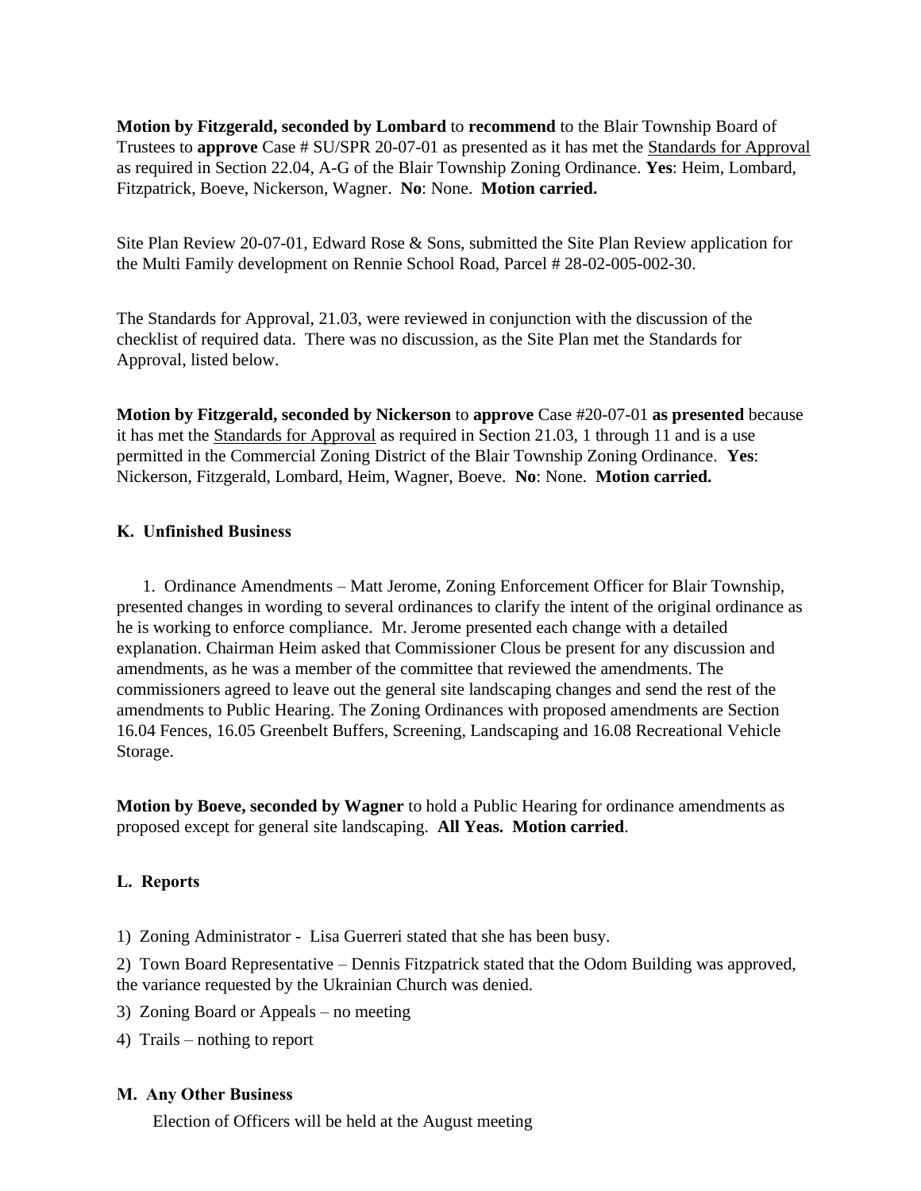**Motion by Fitzgerald, seconded by Lombard** to **recommend** to the Blair Township Board of Trustees to **approve** Case # SU/SPR 20-07-01 as presented as it has met the Standards for Approval as required in Section 22.04, A-G of the Blair Township Zoning Ordinance. **Yes**: Heim, Lombard, Fitzpatrick, Boeve, Nickerson, Wagner. **No**: None. **Motion carried.**

Site Plan Review 20-07-01, Edward Rose & Sons, submitted the Site Plan Review application for the Multi Family development on Rennie School Road, Parcel # 28-02-005-002-30.

The Standards for Approval, 21.03, were reviewed in conjunction with the discussion of the checklist of required data. There was no discussion, as the Site Plan met the Standards for Approval, listed below.

**Motion by Fitzgerald, seconded by Nickerson** to **approve** Case #20-07-01 **as presented** because it has met the Standards for Approval as required in Section 21.03, 1 through 11 and is a use permitted in the Commercial Zoning District of the Blair Township Zoning Ordinance. **Yes**: Nickerson, Fitzgerald, Lombard, Heim, Wagner, Boeve. **No**: None. **Motion carried.**

### K. Unfinished Business

1. Ordinance Amendments – Matt Jerome, Zoning Enforcement Officer for Blair Township, presented changes in wording to several ordinances to clarify the intent of the original ordinance as he is working to enforce compliance. Mr. Jerome presented each change with a detailed explanation. Chairman Heim asked that Commissioner Clous be present for any discussion and amendments, as he was a member of the committee that reviewed the amendments. The commissioners agreed to leave out the general site landscaping changes and send the rest of the amendments to Public Hearing. The Zoning Ordinances with proposed amendments are Section 16.04 Fences, 16.05 Greenbelt Buffers, Screening, Landscaping and 16.08 Recreational Vehicle Storage.

**Motion by Boeve, seconded by Wagner** to hold a Public Hearing for ordinance amendments as proposed except for general site landscaping. **All Yeas. Motion carried**.

### L. Reports

1) Zoning Administrator - Lisa Guerreri stated that she has been busy.

2) Town Board Representative – Dennis Fitzpatrick stated that the Odom Building was approved, the variance requested by the Ukrainian Church was denied.

3) Zoning Board or Appeals – no meeting

4) Trails – nothing to report

### M. Any Other Business

Election of Officers will be held at the August meeting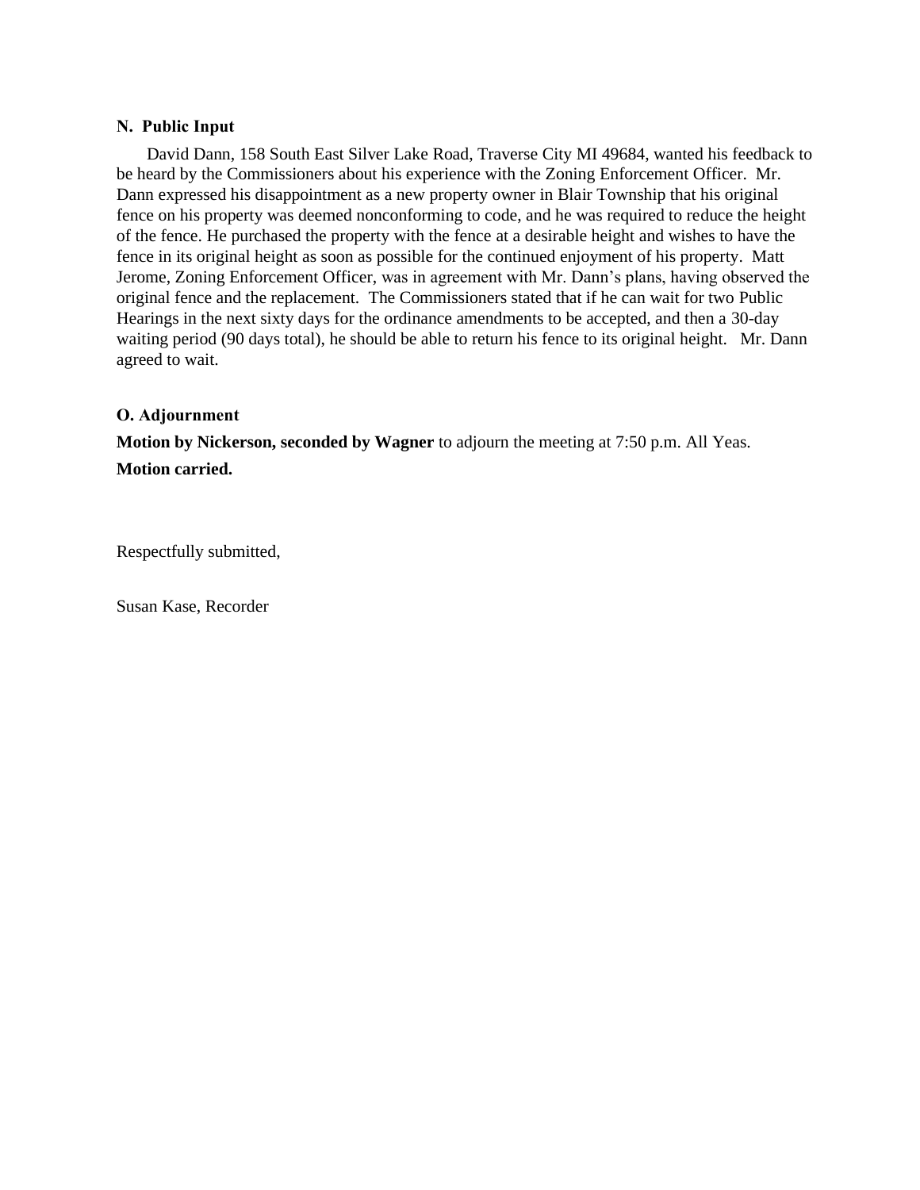**N. Public Input**

David Dann, 158 South East Silver Lake Road, Traverse City MI 49684, wanted his feedback to be heard by the Commissioners about his experience with the Zoning Enforcement Officer. Mr. Dann expressed his disappointment as a new property owner in Blair Township that his original fence on his property was deemed nonconforming to code, and he was required to reduce the height of the fence. He purchased the property with the fence at a desirable height and wishes to have the fence in its original height as soon as possible for the continued enjoyment of his property. Matt Jerome, Zoning Enforcement Officer, was in agreement with Mr. Dann's plans, having observed the original fence and the replacement. The Commissioners stated that if he can wait for two Public Hearings in the next sixty days for the ordinance amendments to be accepted, and then a 30-day waiting period (90 days total), he should be able to return his fence to its original height. Mr. Dann agreed to wait.

**O. Adjournment**

**Motion by Nickerson, seconded by Wagner** to adjourn the meeting at 7:50 p.m. All Yeas.

**Motion carried.**

Respectfully submitted,

Susan Kase, Recorder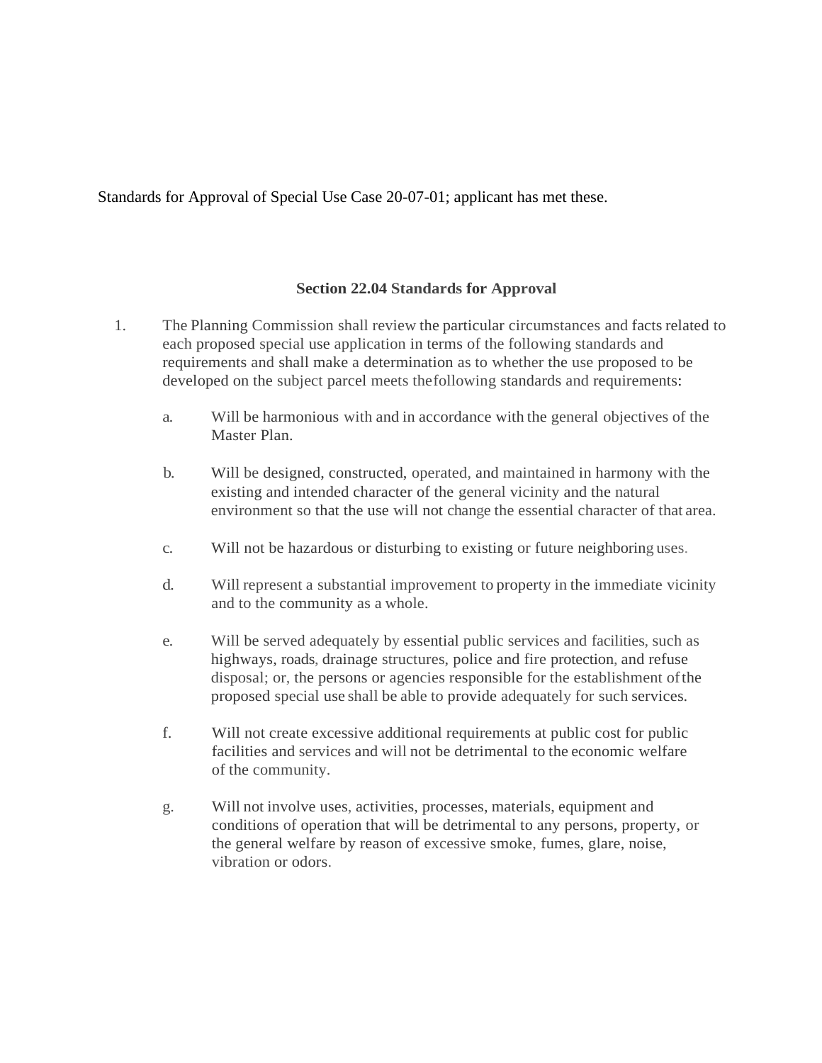Standards for Approval of Special Use Case 20-07-01; applicant has met these.

### Section 22.04 Standards for Approval

1. The Planning Commission shall review the particular circumstances and facts related to each proposed special use application in terms of the following standards and requirements and shall make a determination as to whether the use proposed to be developed on the subject parcel meets the following standards and requirements:

   a. Will be harmonious with and in accordance with the general objectives of the Master Plan.

   b. Will be designed, constructed, operated, and maintained in harmony with the existing and intended character of the general vicinity and the natural environment so that the use will not change the essential character of that area.

   c. Will not be hazardous or disturbing to existing or future neighboring uses.

   d. Will represent a substantial improvement to property in the immediate vicinity and to the community as a whole.

   e. Will be served adequately by essential public services and facilities, such as highways, roads, drainage structures, police and fire protection, and refuse disposal; or, the persons or agencies responsible for the establishment of the proposed special use shall be able to provide adequately for such services.

   f. Will not create excessive additional requirements at public cost for public facilities and services and will not be detrimental to the economic welfare of the community.

   g. Will not involve uses, activities, processes, materials, equipment and conditions of operation that will be detrimental to any persons, property, or the general welfare by reason of excessive smoke, fumes, glare, noise, vibration or odors.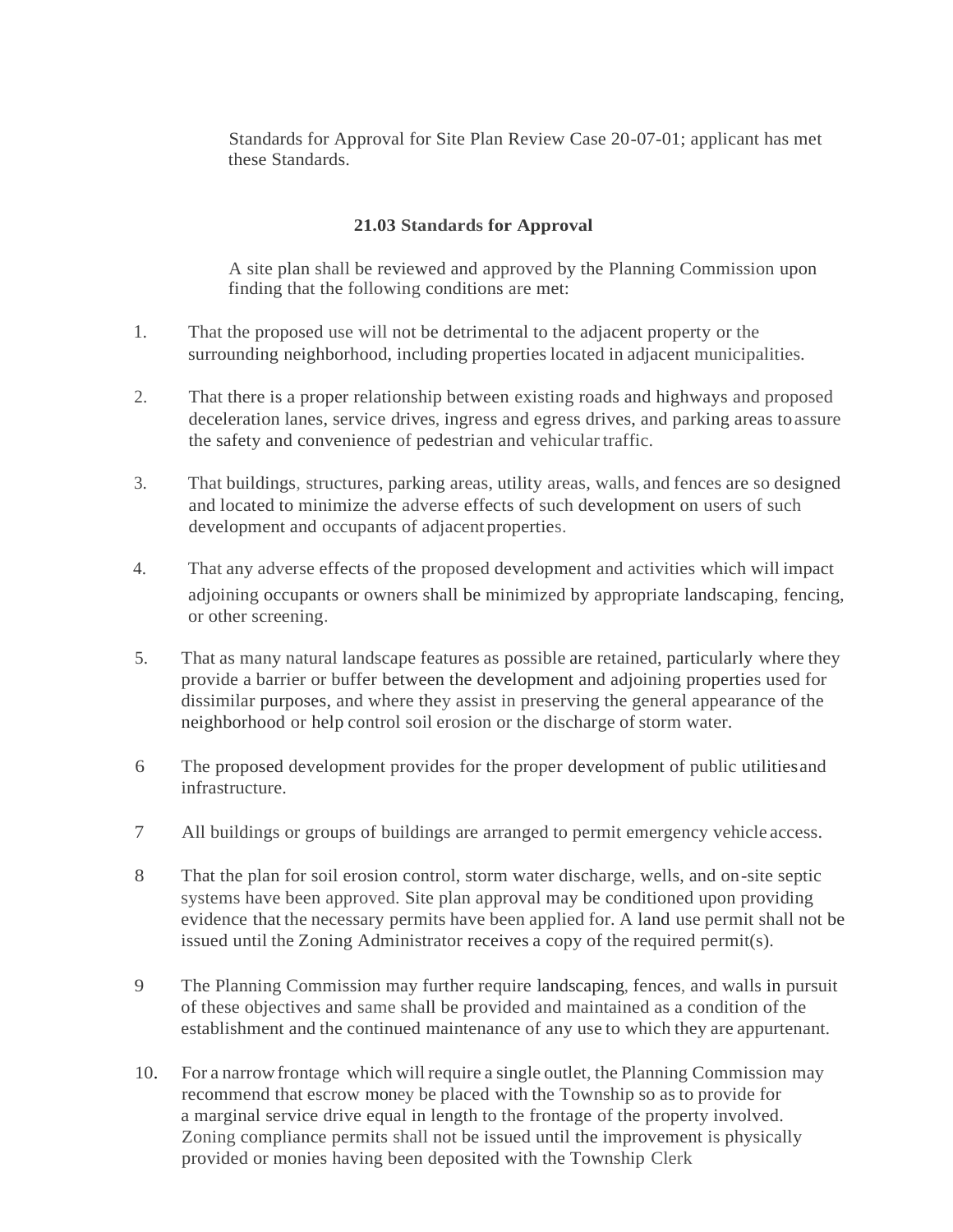Standards for Approval for Site Plan Review Case 20-07-01; applicant has met these Standards.

### 21.03 Standards for Approval

A site plan shall be reviewed and approved by the Planning Commission upon finding that the following conditions are met:

1. That the proposed use will not be detrimental to the adjacent property or the surrounding neighborhood, including properties located in adjacent municipalities.

2. That there is a proper relationship between existing roads and highways and proposed deceleration lanes, service drives, ingress and egress drives, and parking areas to assure the safety and convenience of pedestrian and vehicular traffic.

3. That buildings, structures, parking areas, utility areas, walls, and fences are so designed and located to minimize the adverse effects of such development on users of such development and occupants of adjacent properties.

4. That any adverse effects of the proposed development and activities which will impact adjoining occupants or owners shall be minimized by appropriate landscaping, fencing, or other screening.

5. That as many natural landscape features as possible are retained, particularly where they provide a barrier or buffer between the development and adjoining properties used for dissimilar purposes, and where they assist in preserving the general appearance of the neighborhood or help control soil erosion or the discharge of storm water.

6 The proposed development provides for the proper development of public utilities and infrastructure.

7 All buildings or groups of buildings are arranged to permit emergency vehicle access.

8 That the plan for soil erosion control, storm water discharge, wells, and on-site septic systems have been approved. Site plan approval may be conditioned upon providing evidence that the necessary permits have been applied for. A land use permit shall not be issued until the Zoning Administrator receives a copy of the required permit(s).

9 The Planning Commission may further require landscaping, fences, and walls in pursuit of these objectives and same shall be provided and maintained as a condition of the establishment and the continued maintenance of any use to which they are appurtenant.

10. For a narrow frontage which will require a single outlet, the Planning Commission may recommend that escrow money be placed with the Township so as to provide for a marginal service drive equal in length to the frontage of the property involved. Zoning compliance permits shall not be issued until the improvement is physically provided or monies having been deposited with the Township Clerk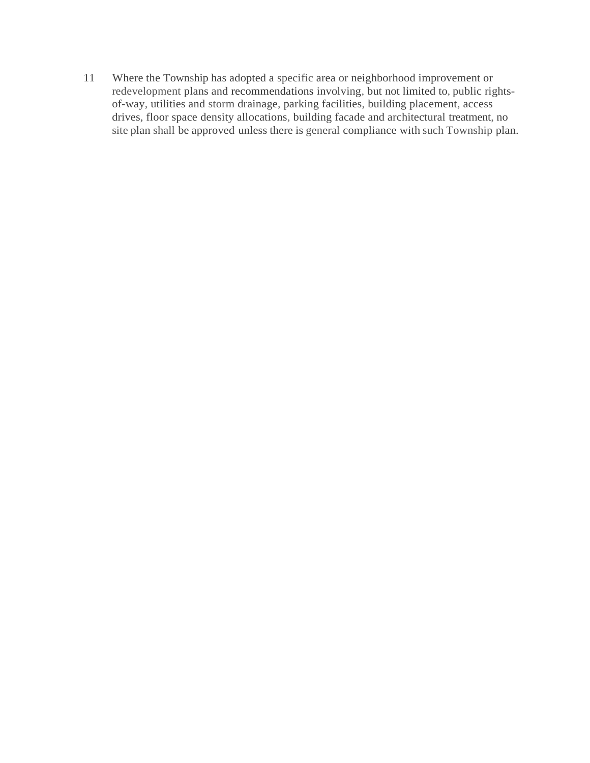11 Where the Township has adopted a specific area or neighborhood improvement or redevelopment plans and recommendations involving, but not limited to, public rights-of-way, utilities and storm drainage, parking facilities, building placement, access drives, floor space density allocations, building facade and architectural treatment, no site plan shall be approved unless there is general compliance with such Township plan.